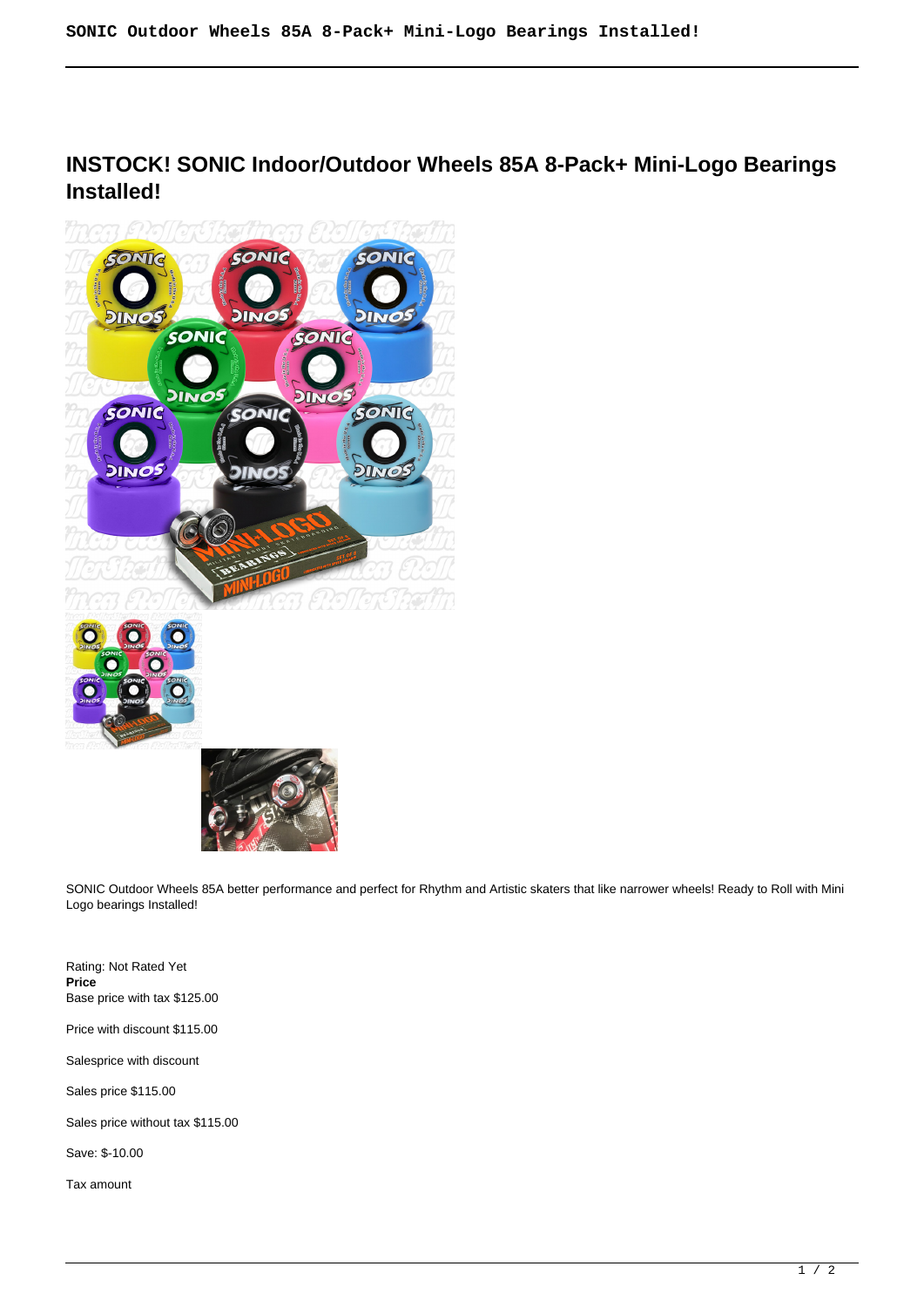# INSTOCK! SONIC Indoor/Outdoor Wheels 85A 8-Pack+ Mini-Logo Bearings Installed!

SONIC Outdoor Wheels 85A better performance and perfect for Rhythm and Artistic skaters that like narrower wheels! Ready to Roll with Mini Logo bearings Installed!

Rating: Not Rated Yet

**Price**

Base price with tax $125.00

Price with discount $115.00

Salesprice with discount

Sales price $115.00

Sales price without tax $115.00

Save: $-10.00

Tax amount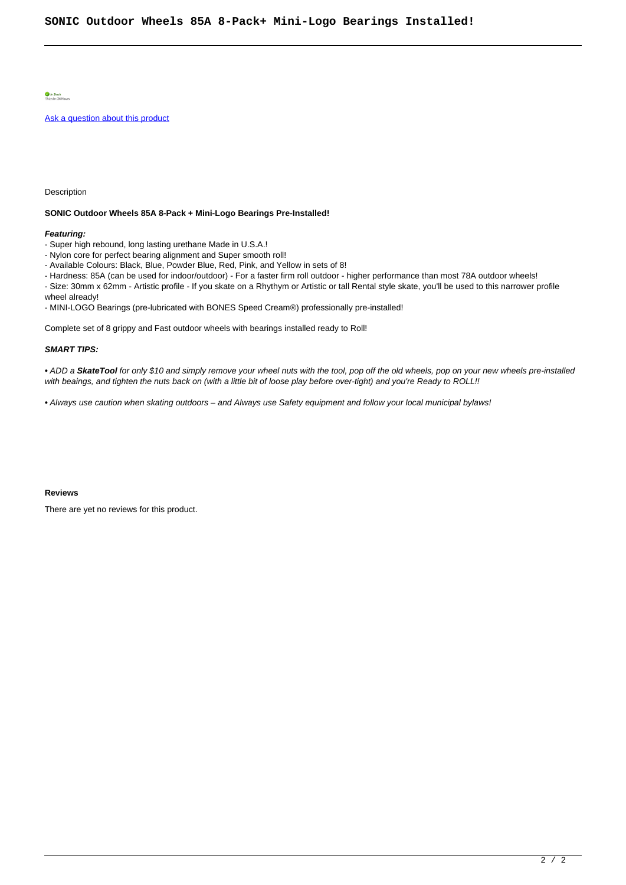# SONIC Outdoor Wheels 85A 8-Pack+ Mini-Logo Bearings Installed!

In Stock
Ships in 24 Hours

[Ask a question about this product]

Description

**SONIC Outdoor Wheels 85A 8-Pack + Mini-Logo Bearings Pre-Installed!**

***Featuring:***

- Super high rebound, long lasting urethane Made in U.S.A.!
- Nylon core for perfect bearing alignment and Super smooth roll!
- Available Colours: Black, Blue, Powder Blue, Red, Pink, and Yellow in sets of 8!
- Hardness: 85A (can be used for indoor/outdoor) - For a faster firm roll outdoor - higher performance than most 78A outdoor wheels!
- Size: 30mm x 62mm - Artistic profile - If you skate on a Rhythym or Artistic or tall Rental style skate, you'll be used to this narrower profile wheel already!
- MINI-LOGO Bearings (pre-lubricated with BONES Speed Cream®) professionally pre-installed!

Complete set of 8 grippy and Fast outdoor wheels with bearings installed ready to Roll!

***SMART TIPS:***

*• ADD a **SkateTool** for only $10 and simply remove your wheel nuts with the tool, pop off the old wheels, pop on your new wheels pre-installed with beaings, and tighten the nuts back on (with a little bit of loose play before over-tight) and you're Ready to ROLL!!*

*• Always use caution when skating outdoors – and Always use Safety equipment and follow your local municipal bylaws!*

**Reviews**

There are yet no reviews for this product.